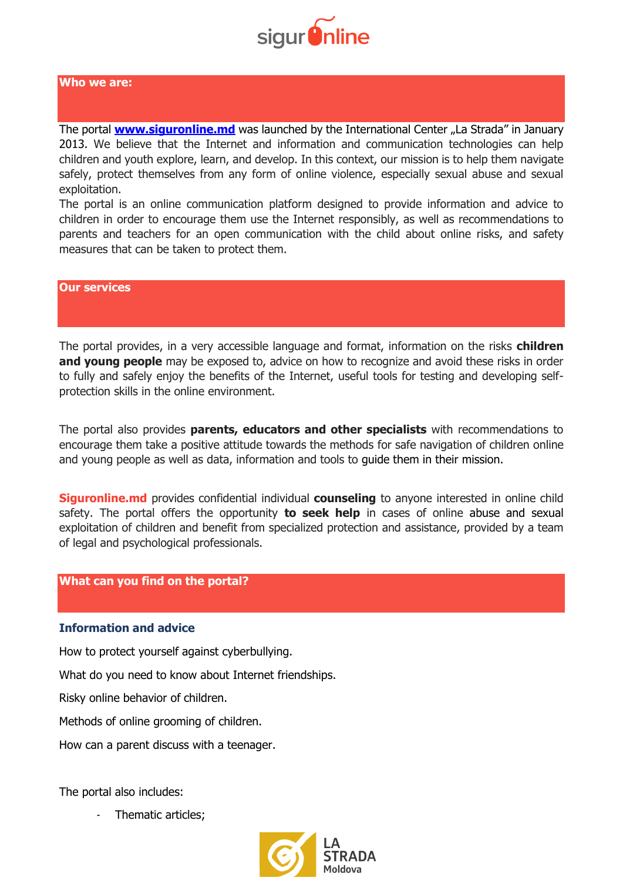## Who we are:

The portal **www.siguronline.md** was launched by the International Center „La Strada" in January 2013. We believe that the Internet and information and communication technologies can help children and youth explore, learn, and develop. In this context, our mission is to help them navigate safely, protect themselves from any form of online violence, especially sexual abuse and sexual exploitation.

The portal is an online communication platform designed to provide information and advice to children in order to encourage them use the Internet responsibly, as well as recommendations to parents and teachers for an open communication with the child about online risks, and safety measures that can be taken to protect them.

## Our services

The portal provides, in a very accessible language and format, information on the risks **children and young people** may be exposed to, advice on how to recognize and avoid these risks in order to fully and safely enjoy the benefits of the Internet, useful tools for testing and developing self-protection skills in the online environment.

The portal also provides **parents, educators and other specialists** with recommendations to encourage them take a positive attitude towards the methods for safe navigation of children online and young people as well as data, information and tools to guide them in their mission.

**Siguronline.md** provides confidential individual **counseling** to anyone interested in online child safety. The portal offers the opportunity **to seek help** in cases of online abuse and sexual exploitation of children and benefit from specialized protection and assistance, provided by a team of legal and psychological professionals.

## What can you find on the portal?

### Information and advice

How to protect yourself against cyberbullying.

What do you need to know about Internet friendships.

Risky online behavior of children.

Methods of online grooming of children.

How can a parent discuss with a teenager.

The portal also includes:

- Thematic articles;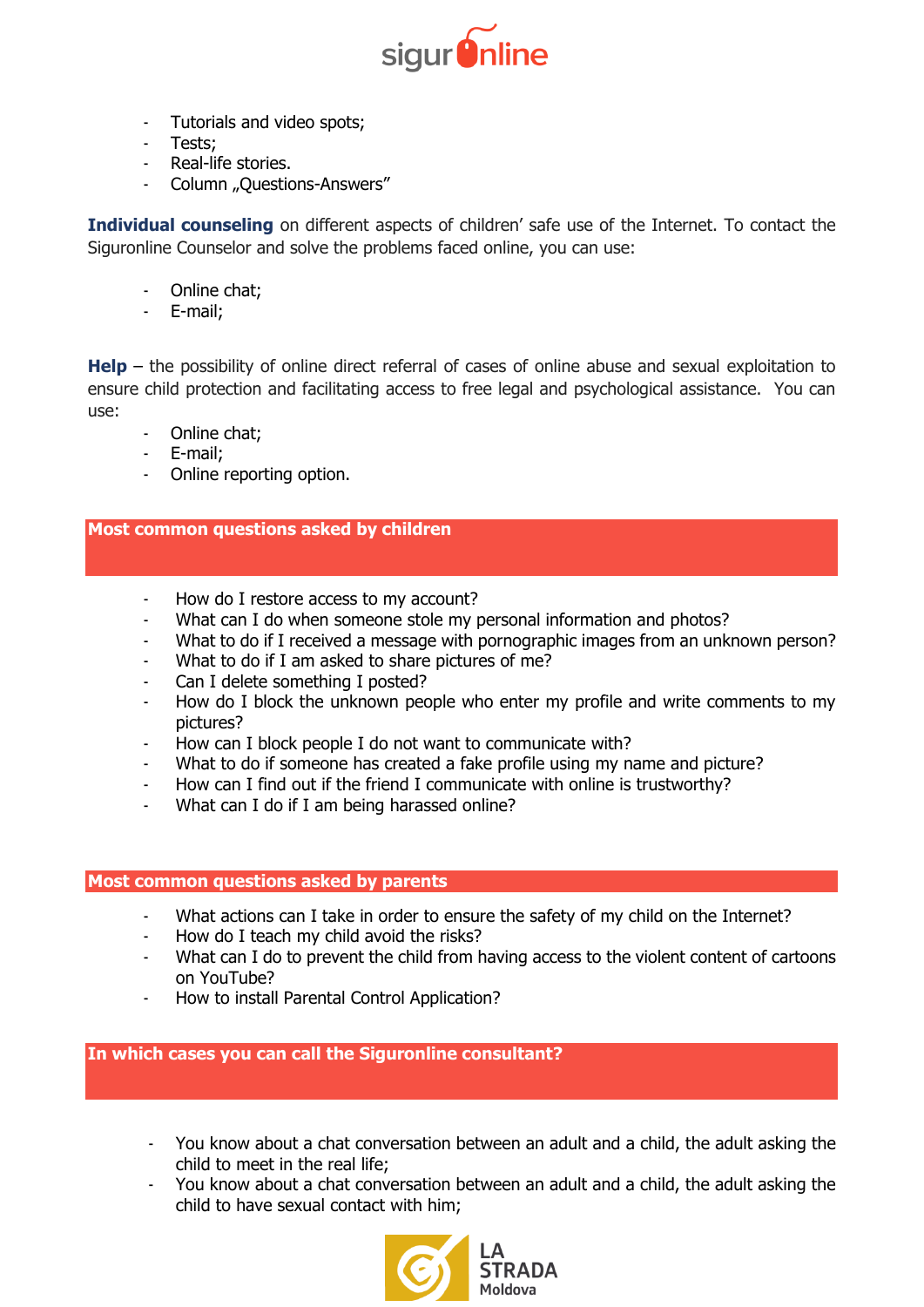- Tutorials and video spots;
- Tests;
- Real-life stories.
- Column „Questions-Answers"

**Individual counseling** on different aspects of children' safe use of the Internet. To contact the Siguronline Counselor and solve the problems faced online, you can use:

- Online chat;
- E-mail;

**Help** – the possibility of online direct referral of cases of online abuse and sexual exploitation to ensure child protection and facilitating access to free legal and psychological assistance. You can use:

- Online chat;
- E-mail;
- Online reporting option.

## Most common questions asked by children

- How do I restore access to my account?
- What can I do when someone stole my personal information and photos?
- What to do if I received a message with pornographic images from an unknown person?
- What to do if I am asked to share pictures of me?
- Can I delete something I posted?
- How do I block the unknown people who enter my profile and write comments to my pictures?
- How can I block people I do not want to communicate with?
- What to do if someone has created a fake profile using my name and picture?
- How can I find out if the friend I communicate with online is trustworthy?
- What can I do if I am being harassed online?

## Most common questions asked by parents

- What actions can I take in order to ensure the safety of my child on the Internet?
- How do I teach my child avoid the risks?
- What can I do to prevent the child from having access to the violent content of cartoons on YouTube?
- How to install Parental Control Application?

## In which cases you can call the Siguronline consultant?

- You know about a chat conversation between an adult and a child, the adult asking the child to meet in the real life;
- You know about a chat conversation between an adult and a child, the adult asking the child to have sexual contact with him;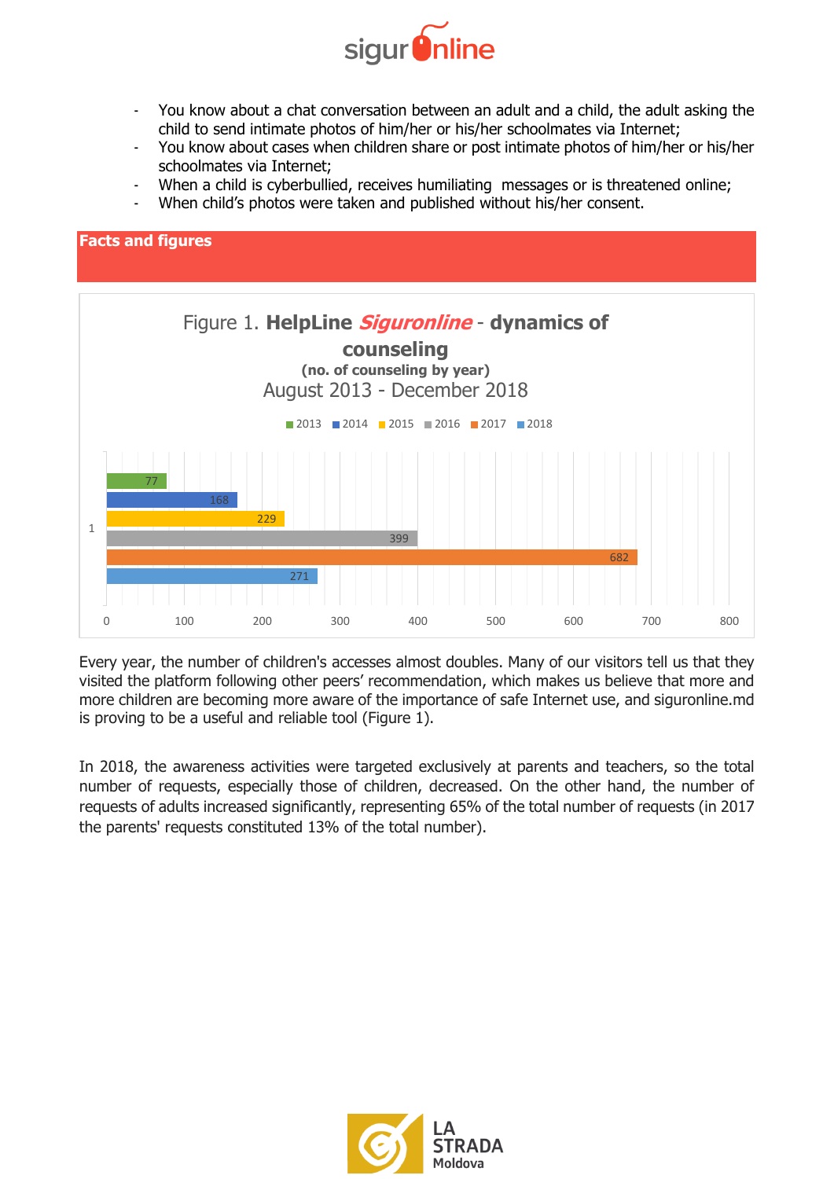- You know about a chat conversation between an adult and a child, the adult asking the child to send intimate photos of him/her or his/her schoolmates via Internet;
- You know about cases when children share or post intimate photos of him/her or his/her schoolmates via Internet;
- When a child is cyberbullied, receives humiliating messages or is threatened online;
- When child's photos were taken and published without his/her consent.

## Facts and figures

Figure 1. **HelpLine *Siguronline* - dynamics of counseling**
**(no. of counseling by year)**
August 2013 - December 2018

| Year | No. of counseling |
|---|---|
| 2013 | 77 |
| 2014 | 168 |
| 2015 | 229 |
| 2016 | 399 |
| 2017 | 682 |
| 2018 | 271 |

Every year, the number of children's accesses almost doubles. Many of our visitors tell us that they visited the platform following other peers' recommendation, which makes us believe that more and more children are becoming more aware of the importance of safe Internet use, and siguronline.md is proving to be a useful and reliable tool (Figure 1).

In 2018, the awareness activities were targeted exclusively at parents and teachers, so the total number of requests, especially those of children, decreased. On the other hand, the number of requests of adults increased significantly, representing 65% of the total number of requests (in 2017 the parents' requests constituted 13% of the total number).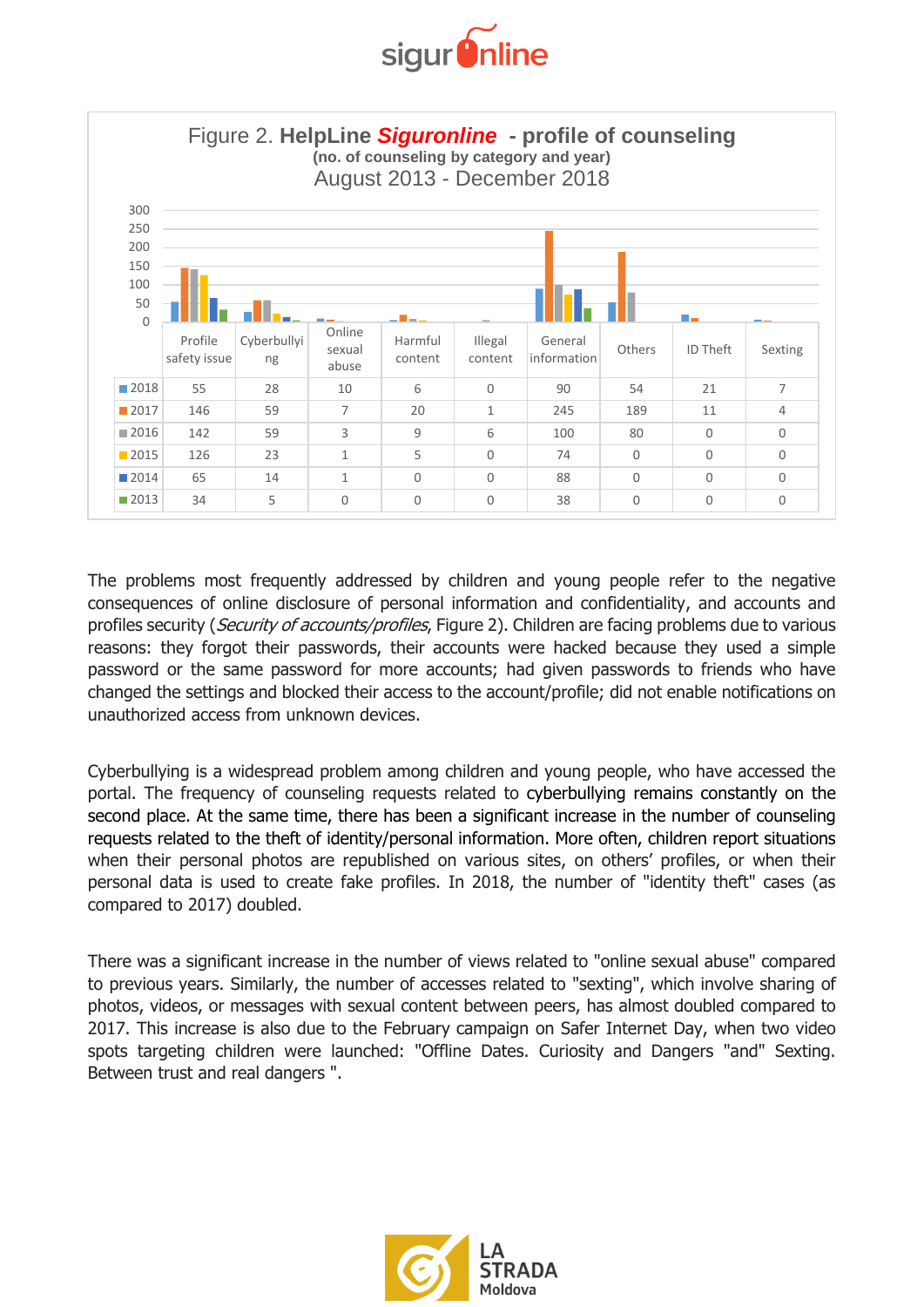Figure 2. **HelpLine *Siguronline* - profile of counseling**
**(no. of counseling by category and year)**
August 2013 - December 2018

| | Profile safety issue | Cyberbullying | Online sexual abuse | Harmful content | Illegal content | General information | Others | ID Theft | Sexting |
|---|---|---|---|---|---|---|---|---|---|
| 2018 | 55 | 28 | 10 | 6 | 0 | 90 | 54 | 21 | 7 |
| 2017 | 146 | 59 | 7 | 20 | 1 | 245 | 189 | 11 | 4 |
| 2016 | 142 | 59 | 3 | 9 | 6 | 100 | 80 | 0 | 0 |
| 2015 | 126 | 23 | 1 | 5 | 0 | 74 | 0 | 0 | 0 |
| 2014 | 65 | 14 | 1 | 0 | 0 | 88 | 0 | 0 | 0 |
| 2013 | 34 | 5 | 0 | 0 | 0 | 38 | 0 | 0 | 0 |

The problems most frequently addressed by children and young people refer to the negative consequences of online disclosure of personal information and confidentiality, and accounts and profiles security (*Security of accounts/profiles*, Figure 2). Children are facing problems due to various reasons: they forgot their passwords, their accounts were hacked because they used a simple password or the same password for more accounts; had given passwords to friends who have changed the settings and blocked their access to the account/profile; did not enable notifications on unauthorized access from unknown devices.

Cyberbullying is a widespread problem among children and young people, who have accessed the portal. The frequency of counseling requests related to cyberbullying remains constantly on the second place. At the same time, there has been a significant increase in the number of counseling requests related to the theft of identity/personal information. More often, children report situations when their personal photos are republished on various sites, on others' profiles, or when their personal data is used to create fake profiles. In 2018, the number of "identity theft" cases (as compared to 2017) doubled.

There was a significant increase in the number of views related to "online sexual abuse" compared to previous years. Similarly, the number of accesses related to "sexting", which involve sharing of photos, videos, or messages with sexual content between peers, has almost doubled compared to 2017. This increase is also due to the February campaign on Safer Internet Day, when two video spots targeting children were launched: "Offline Dates. Curiosity and Dangers "and" Sexting. Between trust and real dangers ".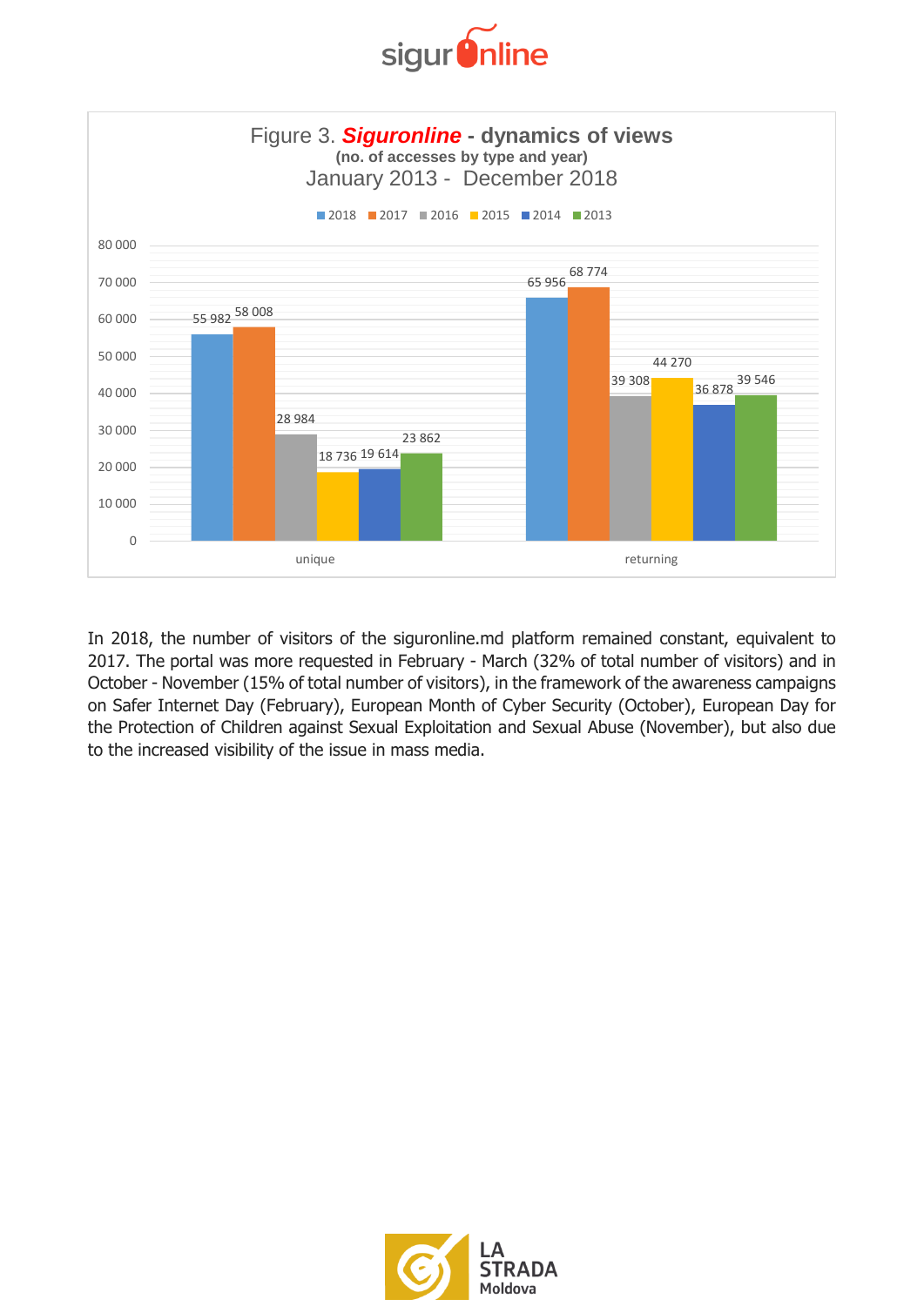Figure 3. ***Siguronline*** **- dynamics of views**
**(no. of accesses by type and year)**
January 2013 - December 2018

2018 2017 2016 2015 2014 2013

80 000
70 000
60 000
50 000
40 000
30 000
20 000
10 000
0

55 982 58 008 28 984 18 736 19 614 23 862
unique

65 956 68 774 39 308 44 270 36 878 39 546
returning

In 2018, the number of visitors of the siguronline.md platform remained constant, equivalent to 2017. The portal was more requested in February - March (32% of total number of visitors) and in October - November (15% of total number of visitors), in the framework of the awareness campaigns on Safer Internet Day (February), European Month of Cyber Security (October), European Day for the Protection of Children against Sexual Exploitation and Sexual Abuse (November), but also due to the increased visibility of the issue in mass media.